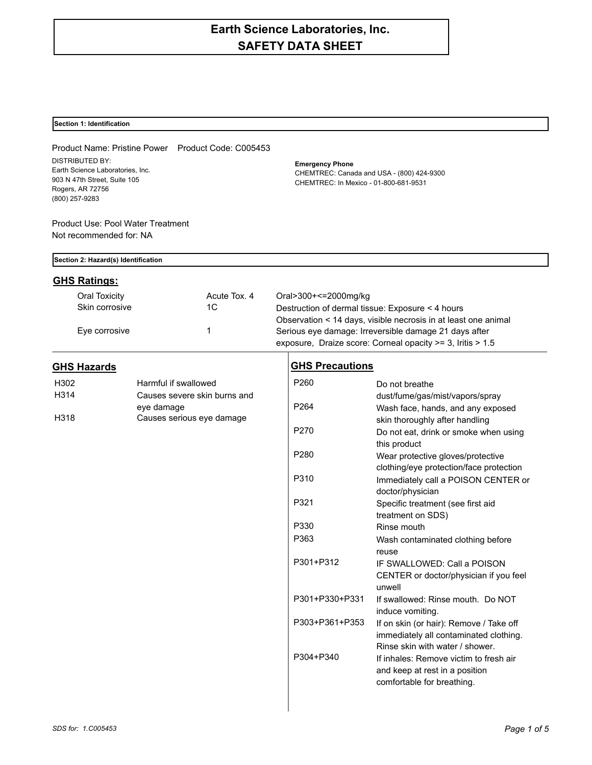# Earth Science Laboratories, Inc.
# SAFETY DATA SHEET

## Section 1: Identification

Product Name: Pristine Power    Product Code: C005453

DISTRIBUTED BY:
Earth Science Laboratories, Inc.
903 N 47th Street, Suite 105
Rogers, AR 72756
(800) 257-9283

**Emergency Phone**
CHEMTREC: Canada and USA - (800) 424-9300
CHEMTREC: In Mexico - 01-800-681-9531

Product Use: Pool Water Treatment
Not recommended for: NA

## Section 2: Hazard(s) Identification

### GHS Ratings:

| | | |
|---|---|---|
| Oral Toxicity | Acute Tox. 4 | Oral>300+<=2000mg/kg |
| Skin corrosive | 1C | Destruction of dermal tissue: Exposure < 4 hours Observation < 14 days, visible necrosis in at least one animal |
| Eye corrosive | 1 | Serious eye damage: Irreversible damage 21 days after exposure, Draize score: Corneal opacity >= 3, Iritis > 1.5 |

### GHS Hazards

| | |
|---|---|
| H302 | Harmful if swallowed |
| H314 | Causes severe skin burns and eye damage |
| H318 | Causes serious eye damage |

### GHS Precautions

| | |
|---|---|
| P260 | Do not breathe dust/fume/gas/mist/vapors/spray |
| P264 | Wash face, hands, and any exposed skin thoroughly after handling |
| P270 | Do not eat, drink or smoke when using this product |
| P280 | Wear protective gloves/protective clothing/eye protection/face protection |
| P310 | Immediately call a POISON CENTER or doctor/physician |
| P321 | Specific treatment (see first aid treatment on SDS) |
| P330 | Rinse mouth |
| P363 | Wash contaminated clothing before reuse |
| P301+P312 | IF SWALLOWED: Call a POISON CENTER or doctor/physician if you feel unwell |
| P301+P330+P331 | If swallowed: Rinse mouth. Do NOT induce vomiting. |
| P303+P361+P353 | If on skin (or hair): Remove / Take off immediately all contaminated clothing. Rinse skin with water / shower. |
| P304+P340 | If inhales: Remove victim to fresh air and keep at rest in a position comfortable for breathing. |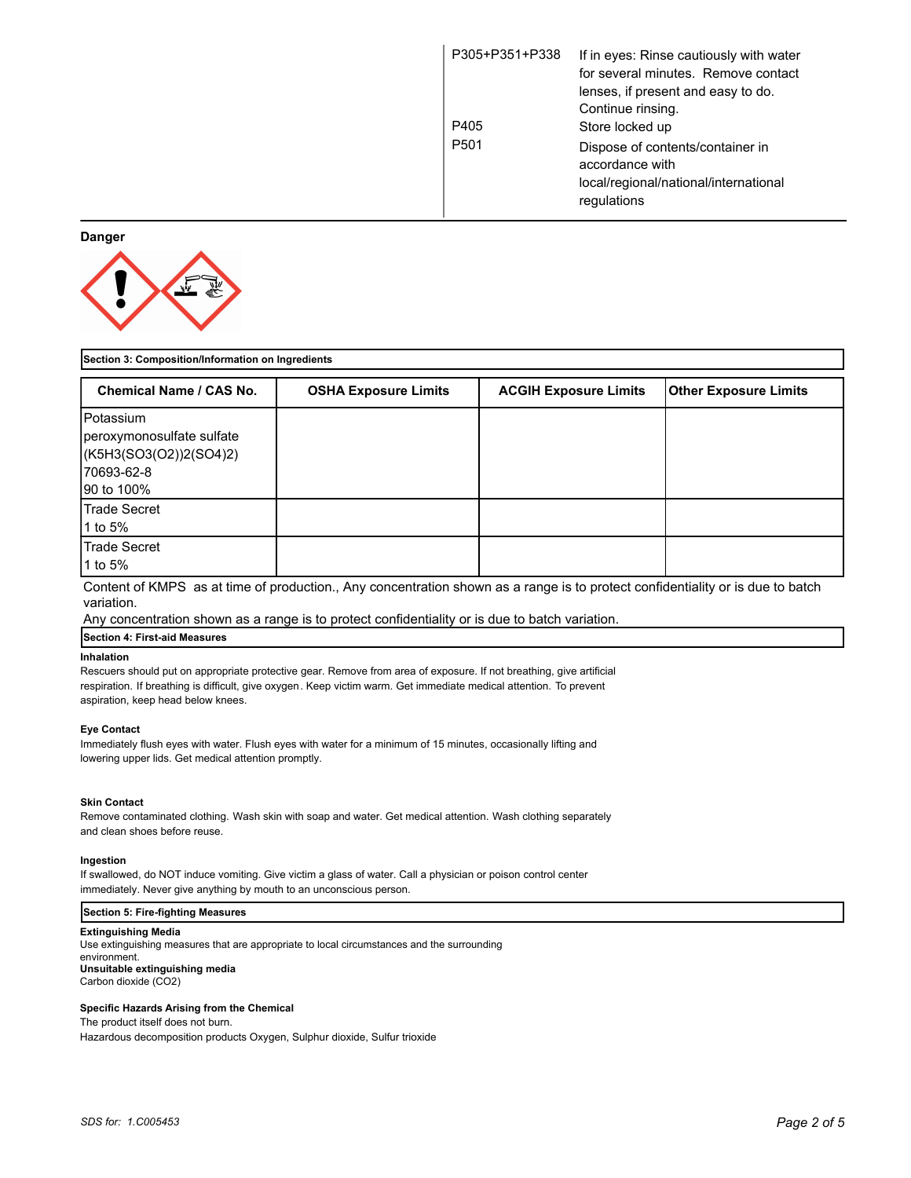| | |
|---|---|
| P305+P351+P338 | If in eyes: Rinse cautiously with water for several minutes. Remove contact lenses, if present and easy to do. Continue rinsing. |
| P405 | Store locked up |
| P501 | Dispose of contents/container in accordance with local/regional/national/international regulations |

**Danger**

**Section 3: Composition/Information on Ingredients**

| Chemical Name / CAS No. | OSHA Exposure Limits | ACGIH Exposure Limits | Other Exposure Limits |
|---|---|---|---|
| Potassium peroxymonosulfate sulfate (K5H3(SO3(O2))2(SO4)2) 70693-62-8 90 to 100% | | | |
| Trade Secret 1 to 5% | | | |
| Trade Secret 1 to 5% | | | |

Content of KMPS as at time of production., Any concentration shown as a range is to protect confidentiality or is due to batch variation.

Any concentration shown as a range is to protect confidentiality or is due to batch variation.

**Section 4: First-aid Measures**

**Inhalation**

Rescuers should put on appropriate protective gear. Remove from area of exposure. If not breathing, give artificial respiration. If breathing is difficult, give oxygen. Keep victim warm. Get immediate medical attention. To prevent aspiration, keep head below knees.

**Eye Contact**

Immediately flush eyes with water. Flush eyes with water for a minimum of 15 minutes, occasionally lifting and lowering upper lids. Get medical attention promptly.

**Skin Contact**

Remove contaminated clothing. Wash skin with soap and water. Get medical attention. Wash clothing separately and clean shoes before reuse.

**Ingestion**

If swallowed, do NOT induce vomiting. Give victim a glass of water. Call a physician or poison control center immediately. Never give anything by mouth to an unconscious person.

**Section 5: Fire-fighting Measures**

**Extinguishing Media**

Use extinguishing measures that are appropriate to local circumstances and the surrounding environment.

**Unsuitable extinguishing media**

Carbon dioxide ($CO_2$)

**Specific Hazards Arising from the Chemical**

The product itself does not burn.

Hazardous decomposition products Oxygen, Sulphur dioxide, Sulfur trioxide

*SDS for: 1.C005453*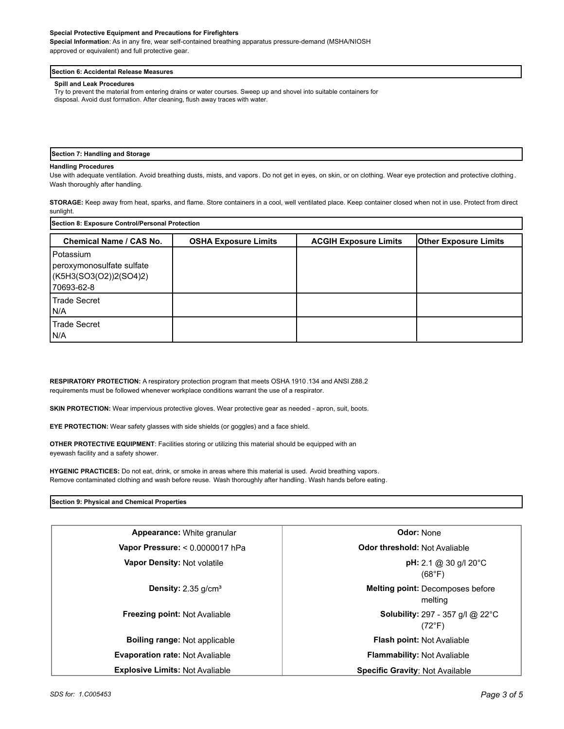**Special Protective Equipment and Precautions for Firefighters**

**Special Information**: As in any fire, wear self-contained breathing apparatus pressure-demand (MSHA/NIOSH approved or equivalent) and full protective gear.

## Section 6: Accidental Release Measures

**Spill and Leak Procedures**

Try to prevent the material from entering drains or water courses. Sweep up and shovel into suitable containers for disposal. Avoid dust formation. After cleaning, flush away traces with water.

## Section 7: Handling and Storage

**Handling Procedures**

Use with adequate ventilation. Avoid breathing dusts, mists, and vapors. Do not get in eyes, on skin, or on clothing. Wear eye protection and protective clothing. Wash thoroughly after handling.

**STORAGE:** Keep away from heat, sparks, and flame. Store containers in a cool, well ventilated place. Keep container closed when not in use. Protect from direct sunlight.

## Section 8: Exposure Control/Personal Protection

| Chemical Name / CAS No. | OSHA Exposure Limits | ACGIH Exposure Limits | Other Exposure Limits |
|---|---|---|---|
| Potassium peroxymonosulfate sulfate (K5H3(SO3(O2))2(SO4)2) 70693-62-8 | | | |
| Trade Secret N/A | | | |
| Trade Secret N/A | | | |

**RESPIRATORY PROTECTION:** A respiratory protection program that meets OSHA 1910.134 and ANSI Z88.2 requirements must be followed whenever workplace conditions warrant the use of a respirator.

**SKIN PROTECTION:** Wear impervious protective gloves. Wear protective gear as needed - apron, suit, boots.

**EYE PROTECTION:** Wear safety glasses with side shields (or goggles) and a face shield.

**OTHER PROTECTIVE EQUIPMENT**: Facilities storing or utilizing this material should be equipped with an eyewash facility and a safety shower.

**HYGENIC PRACTICES:** Do not eat, drink, or smoke in areas where this material is used. Avoid breathing vapors. Remove contaminated clothing and wash before reuse. Wash thoroughly after handling. Wash hands before eating.

## Section 9: Physical and Chemical Properties

| | |
|---|---|
| **Appearance:** White granular | **Odor:** None |
| **Vapor Pressure:** < 0.0000017 hPa | **Odor threshold:** Not Avaliable |
| **Vapor Density:** Not volatile | **pH:** 2.1 @ 30 g/l 20°C (68°F) |
| **Density:** 2.35 g/cm³ | **Melting point:** Decomposes before melting |
| **Freezing point:** Not Avaliable | **Solubility:** 297 - 357 g/l @ 22°C (72°F) |
| **Boiling range:** Not applicable | **Flash point:** Not Avaliable |
| **Evaporation rate:** Not Avaliable | **Flammability:** Not Avaliable |
| **Explosive Limits:** Not Avaliable | **Specific Gravity**: Not Available |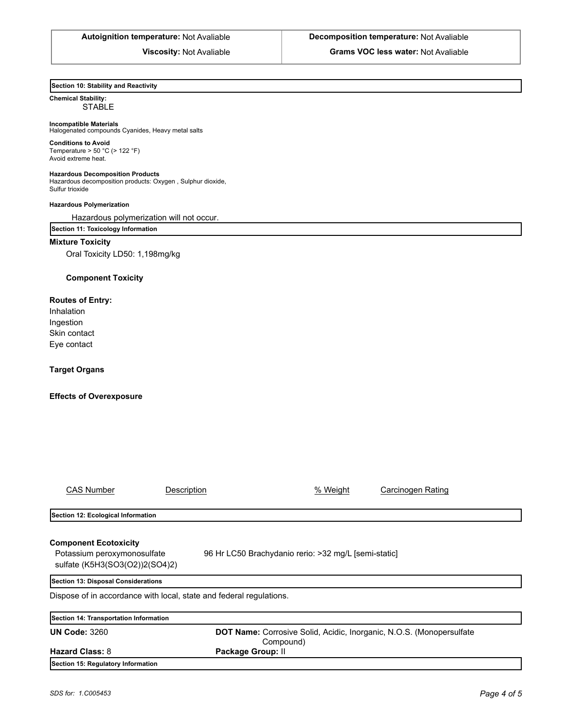| Autoignition temperature: Not Avaliable | Decomposition temperature: Not Avaliable |
| --- | --- |
| Viscosity: Not Avaliable | Grams VOC less water: Not Avaliable |

## Section 10: Stability and Reactivity

**Chemical Stability:**
STABLE

**Incompatible Materials**
Halogenated compounds Cyanides, Heavy metal salts

**Conditions to Avoid**
Temperature > 50 °C (> 122 °F)
Avoid extreme heat.

**Hazardous Decomposition Products**
Hazardous decomposition products: Oxygen , Sulphur dioxide, Sulfur trioxide

**Hazardous Polymerization**

Hazardous polymerization will not occur.

## Section 11: Toxicology Information

**Mixture Toxicity**

Oral Toxicity LD50: 1,198mg/kg

**Component Toxicity**

**Routes of Entry:**
Inhalation
Ingestion
Skin contact
Eye contact

**Target Organs**

**Effects of Overexposure**

| CAS Number | Description | % Weight | Carcinogen Rating |
| --- | --- | --- | --- |

## Section 12: Ecological Information

**Component Ecotoxicity**

| | |
| --- | --- |
| Potassium peroxymonosulfate sulfate (K5H3(SO3(O2))2(SO4)2) | 96 Hr LC50 Brachydanio rerio: >32 mg/L [semi-static] |

## Section 13: Disposal Considerations

Dispose of in accordance with local, state and federal regulations.

## Section 14: Transportation Information

| | |
| --- | --- |
| **UN Code:** 3260 | **DOT Name:** Corrosive Solid, Acidic, Inorganic, N.O.S. (Monopersulfate Compound) |
| **Hazard Class:** 8 | **Package Group:** II |

## Section 15: Regulatory Information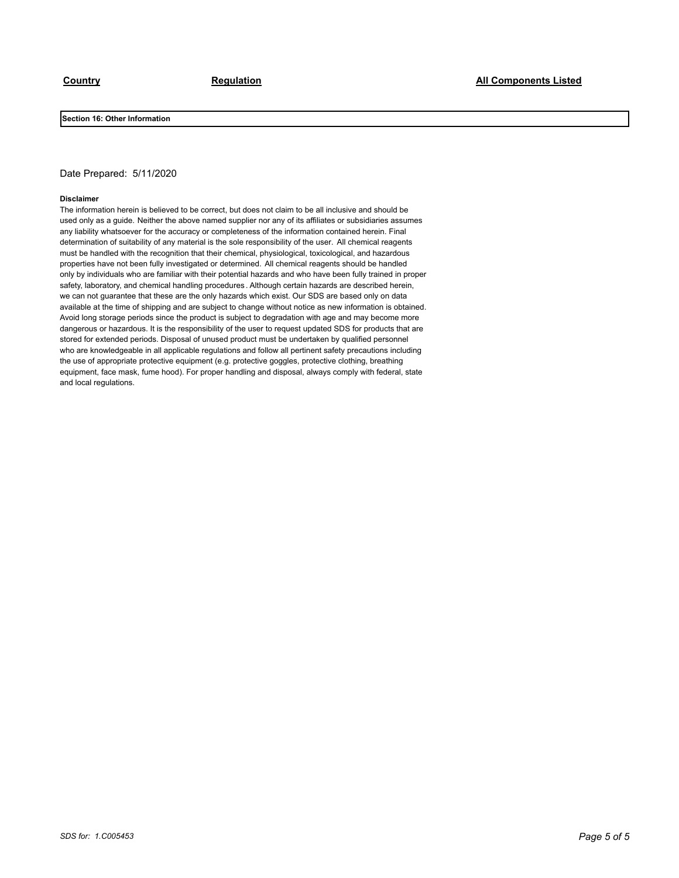| Country | Regulation | All Components Listed |
| --- | --- | --- |

## Section 16: Other Information

Date Prepared: 5/11/2020

**Disclaimer**

The information herein is believed to be correct, but does not claim to be all inclusive and should be used only as a guide. Neither the above named supplier nor any of its affiliates or subsidiaries assumes any liability whatsoever for the accuracy or completeness of the information contained herein. Final determination of suitability of any material is the sole responsibility of the user. All chemical reagents must be handled with the recognition that their chemical, physiological, toxicological, and hazardous properties have not been fully investigated or determined. All chemical reagents should be handled only by individuals who are familiar with their potential hazards and who have been fully trained in proper safety, laboratory, and chemical handling procedures . Although certain hazards are described herein, we can not guarantee that these are the only hazards which exist. Our SDS are based only on data available at the time of shipping and are subject to change without notice as new information is obtained. Avoid long storage periods since the product is subject to degradation with age and may become more dangerous or hazardous. It is the responsibility of the user to request updated SDS for products that are stored for extended periods. Disposal of unused product must be undertaken by qualified personnel who are knowledgeable in all applicable regulations and follow all pertinent safety precautions including the use of appropriate protective equipment (e.g. protective goggles, protective clothing, breathing equipment, face mask, fume hood). For proper handling and disposal, always comply with federal, state and local regulations.